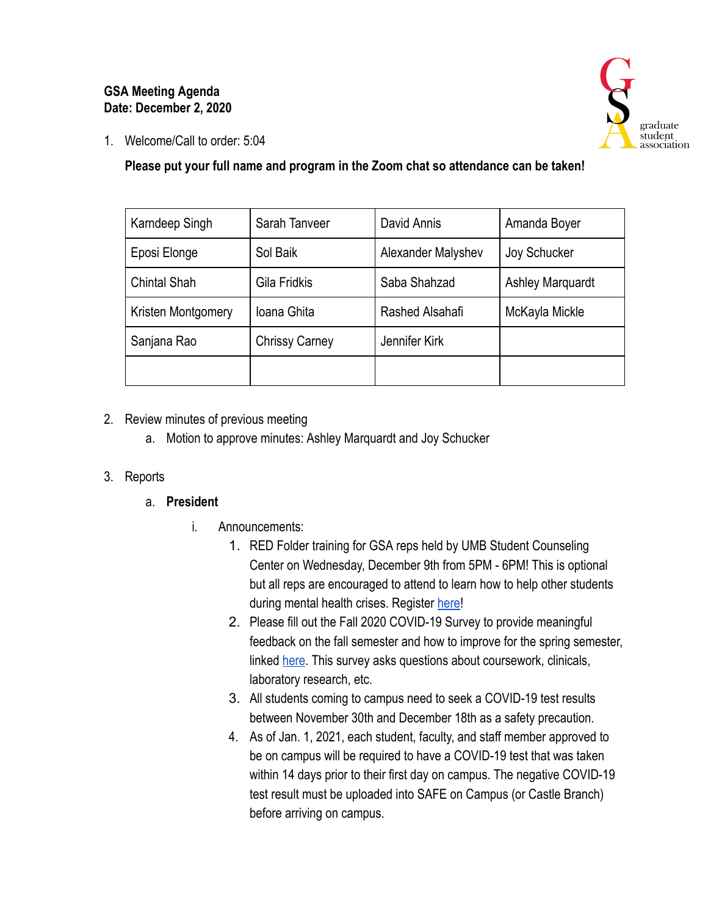**GSA Meeting Agenda**
**Date: December 2, 2020**

1. Welcome/Call to order: 5:04

   **Please put your full name and program in the Zoom chat so attendance can be taken!**

| | | | |
|---|---|---|---|
| Karndeep Singh | Sarah Tanveer | David Annis | Amanda Boyer |
| Eposi Elonge | Sol Baik | Alexander Malyshev | Joy Schucker |
| Chintal Shah | Gila Fridkis | Saba Shahzad | Ashley Marquardt |
| Kristen Montgomery | Ioana Ghita | Rashed Alsahafi | McKayla Mickle |
| Sanjana Rao | Chrissy Carney | Jennifer Kirk | |
| | | | |

2. Review minutes of previous meeting
   a. Motion to approve minutes: Ashley Marquardt and Joy Schucker

3. Reports
   a. **President**
      i. Announcements:
         1. RED Folder training for GSA reps held by UMB Student Counseling Center on Wednesday, December 9th from 5PM - 6PM! This is optional but all reps are encouraged to attend to learn how to help other students during mental health crises. Register here!
         2. Please fill out the Fall 2020 COVID-19 Survey to provide meaningful feedback on the fall semester and how to improve for the spring semester, linked here. This survey asks questions about coursework, clinicals, laboratory research, etc.
         3. All students coming to campus need to seek a COVID-19 test results between November 30th and December 18th as a safety precaution.
         4. As of Jan. 1, 2021, each student, faculty, and staff member approved to be on campus will be required to have a COVID-19 test that was taken within 14 days prior to their first day on campus. The negative COVID-19 test result must be uploaded into SAFE on Campus (or Castle Branch) before arriving on campus.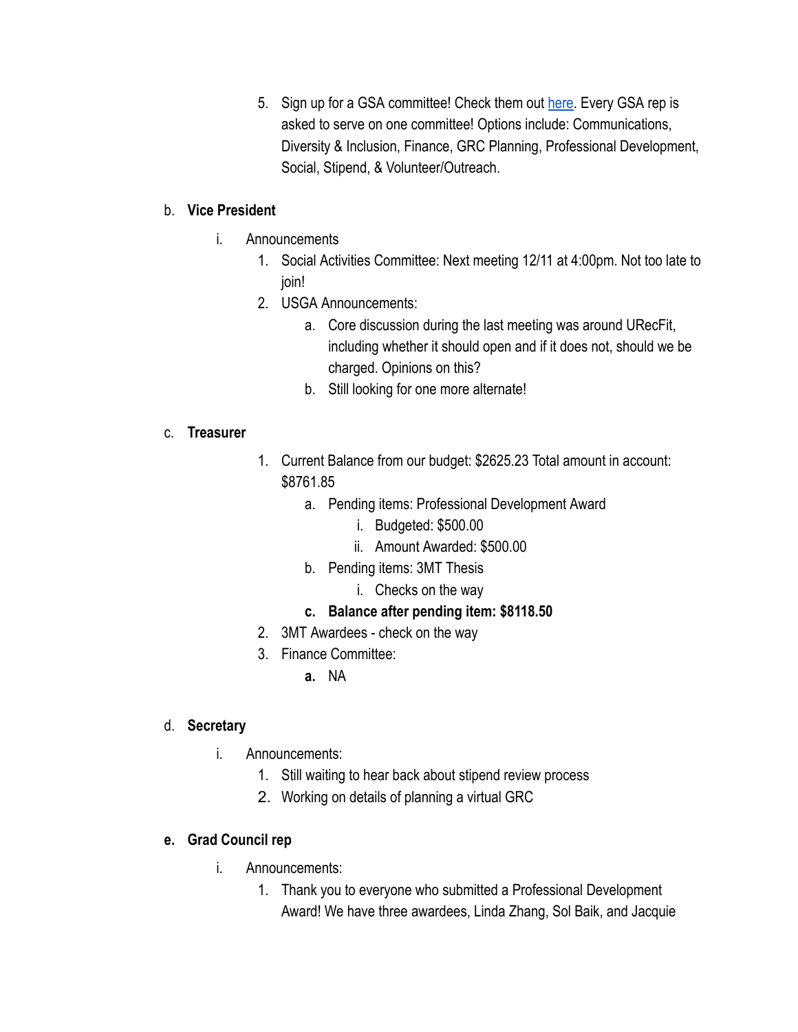5. Sign up for a GSA committee! Check them out here. Every GSA rep is asked to serve on one committee! Options include: Communications, Diversity & Inclusion, Finance, GRC Planning, Professional Development, Social, Stipend, & Volunteer/Outreach.

b. **Vice President**

   i. Announcements

      1. Social Activities Committee: Next meeting 12/11 at 4:00pm. Not too late to join!
      2. USGA Announcements:
         a. Core discussion during the last meeting was around URecFit, including whether it should open and if it does not, should we be charged. Opinions on this?
         b. Still looking for one more alternate!

c. **Treasurer**

   1. Current Balance from our budget: $2625.23 Total amount in account: $8761.85
      a. Pending items: Professional Development Award
         i. Budgeted: $500.00
         ii. Amount Awarded: $500.00
      b. Pending items: 3MT Thesis
         i. Checks on the way
      c. **Balance after pending item: $8118.50**
   2. 3MT Awardees - check on the way
   3. Finance Committee:
      a. NA

d. **Secretary**

   i. Announcements:

      1. Still waiting to hear back about stipend review process
      2. Working on details of planning a virtual GRC

e. **Grad Council rep**

   i. Announcements:

      1. Thank you to everyone who submitted a Professional Development Award! We have three awardees, Linda Zhang, Sol Baik, and Jacquie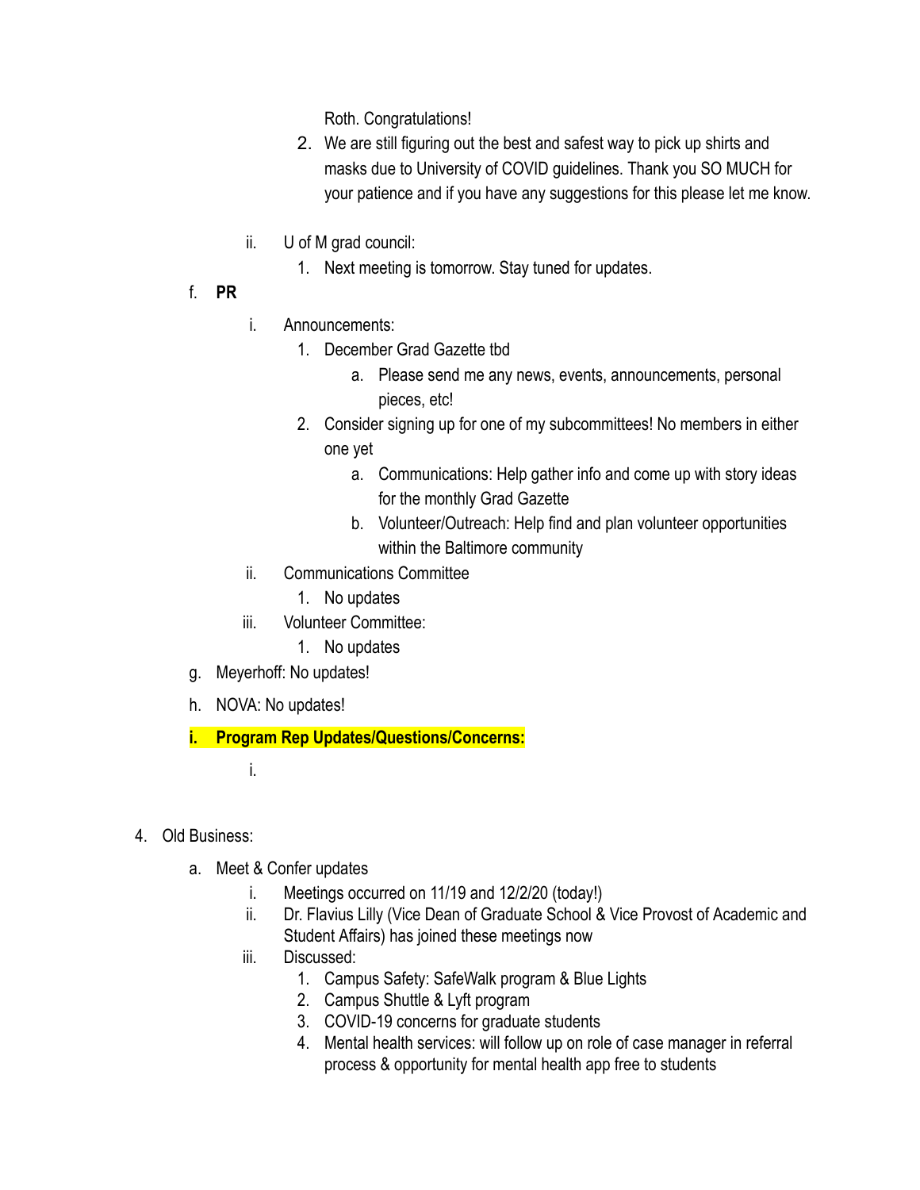Roth. Congratulations!

2. We are still figuring out the best and safest way to pick up shirts and masks due to University of COVID guidelines. Thank you SO MUCH for your patience and if you have any suggestions for this please let me know.

ii. U of M grad council:
   1. Next meeting is tomorrow. Stay tuned for updates.

f. **PR**
   i. Announcements:
      1. December Grad Gazette tbd
         a. Please send me any news, events, announcements, personal pieces, etc!
      2. Consider signing up for one of my subcommittees! No members in either one yet
         a. Communications: Help gather info and come up with story ideas for the monthly Grad Gazette
         b. Volunteer/Outreach: Help find and plan volunteer opportunities within the Baltimore community
   ii. Communications Committee
      1. No updates
   iii. Volunteer Committee:
      1. No updates

g. Meyerhoff: No updates!

h. NOVA: No updates!

i. **Program Rep Updates/Questions/Concerns:**
   i.

4. Old Business:
   a. Meet & Confer updates
      i. Meetings occurred on 11/19 and 12/2/20 (today!)
      ii. Dr. Flavius Lilly (Vice Dean of Graduate School & Vice Provost of Academic and Student Affairs) has joined these meetings now
      iii. Discussed:
         1. Campus Safety: SafeWalk program & Blue Lights
         2. Campus Shuttle & Lyft program
         3. COVID-19 concerns for graduate students
         4. Mental health services: will follow up on role of case manager in referral process & opportunity for mental health app free to students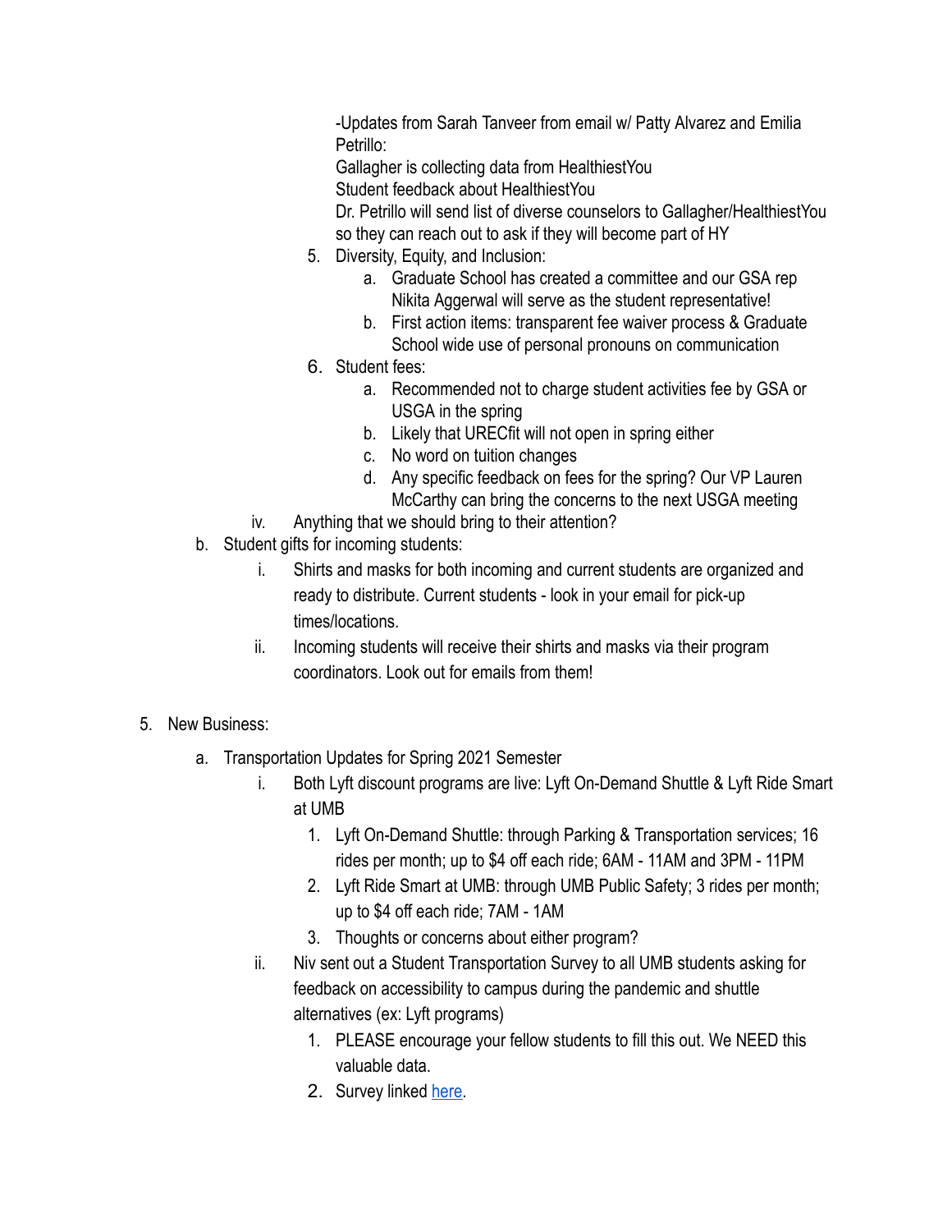-Updates from Sarah Tanveer from email w/ Patty Alvarez and Emilia Petrillo:
Gallagher is collecting data from HealthiestYou
Student feedback about HealthiestYou
Dr. Petrillo will send list of diverse counselors to Gallagher/HealthiestYou so they can reach out to ask if they will become part of HY

5. Diversity, Equity, and Inclusion:
    a. Graduate School has created a committee and our GSA rep Nikita Aggerwal will serve as the student representative!
    b. First action items: transparent fee waiver process & Graduate School wide use of personal pronouns on communication
6. Student fees:
    a. Recommended not to charge student activities fee by GSA or USGA in the spring
    b. Likely that URECfit will not open in spring either
    c. No word on tuition changes
    d. Any specific feedback on fees for the spring? Our VP Lauren McCarthy can bring the concerns to the next USGA meeting

iv. Anything that we should bring to their attention?

b. Student gifts for incoming students:
    i. Shirts and masks for both incoming and current students are organized and ready to distribute. Current students - look in your email for pick-up times/locations.
    ii. Incoming students will receive their shirts and masks via their program coordinators. Look out for emails from them!

5. New Business:
    a. Transportation Updates for Spring 2021 Semester
        i. Both Lyft discount programs are live: Lyft On-Demand Shuttle & Lyft Ride Smart at UMB
            1. Lyft On-Demand Shuttle: through Parking & Transportation services; 16 rides per month; up to $4 off each ride; 6AM - 11AM and 3PM - 11PM
            2. Lyft Ride Smart at UMB: through UMB Public Safety; 3 rides per month; up to $4 off each ride; 7AM - 1AM
            3. Thoughts or concerns about either program?
        ii. Niv sent out a Student Transportation Survey to all UMB students asking for feedback on accessibility to campus during the pandemic and shuttle alternatives (ex: Lyft programs)
            1. PLEASE encourage your fellow students to fill this out. We NEED this valuable data.
            2. Survey linked here.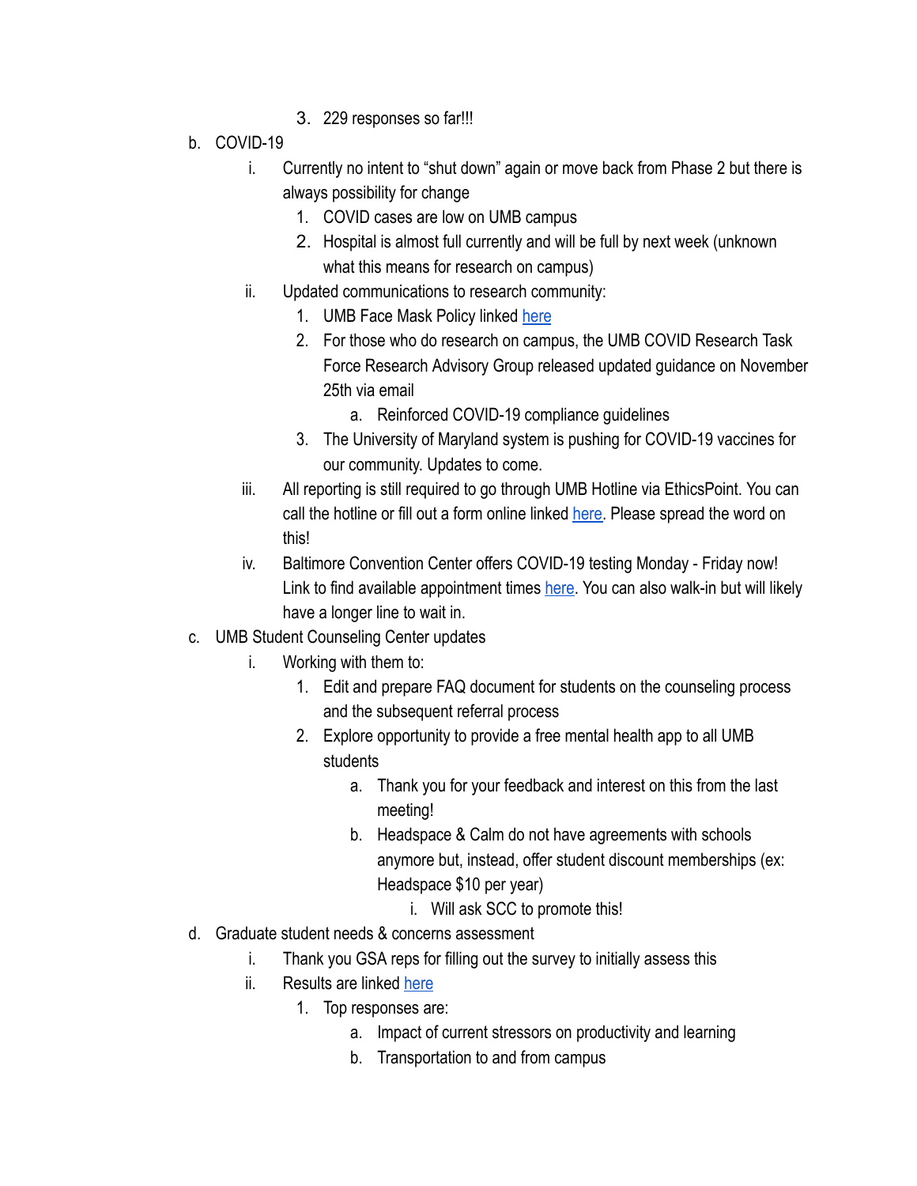3. 229 responses so far!!!

b. COVID-19
    i. Currently no intent to “shut down” again or move back from Phase 2 but there is always possibility for change
        1. COVID cases are low on UMB campus
        2. Hospital is almost full currently and will be full by next week (unknown what this means for research on campus)
    ii. Updated communications to research community:
        1. UMB Face Mask Policy linked here
        2. For those who do research on campus, the UMB COVID Research Task Force Research Advisory Group released updated guidance on November 25th via email
            a. Reinforced COVID-19 compliance guidelines
        3. The University of Maryland system is pushing for COVID-19 vaccines for our community. Updates to come.
    iii. All reporting is still required to go through UMB Hotline via EthicsPoint. You can call the hotline or fill out a form online linked here. Please spread the word on this!
    iv. Baltimore Convention Center offers COVID-19 testing Monday - Friday now! Link to find available appointment times here. You can also walk-in but will likely have a longer line to wait in.

c. UMB Student Counseling Center updates
    i. Working with them to:
        1. Edit and prepare FAQ document for students on the counseling process and the subsequent referral process
        2. Explore opportunity to provide a free mental health app to all UMB students
            a. Thank you for your feedback and interest on this from the last meeting!
            b. Headspace & Calm do not have agreements with schools anymore but, instead, offer student discount memberships (ex: Headspace $10 per year)
                i. Will ask SCC to promote this!

d. Graduate student needs & concerns assessment
    i. Thank you GSA reps for filling out the survey to initially assess this
    ii. Results are linked here
        1. Top responses are:
            a. Impact of current stressors on productivity and learning
            b. Transportation to and from campus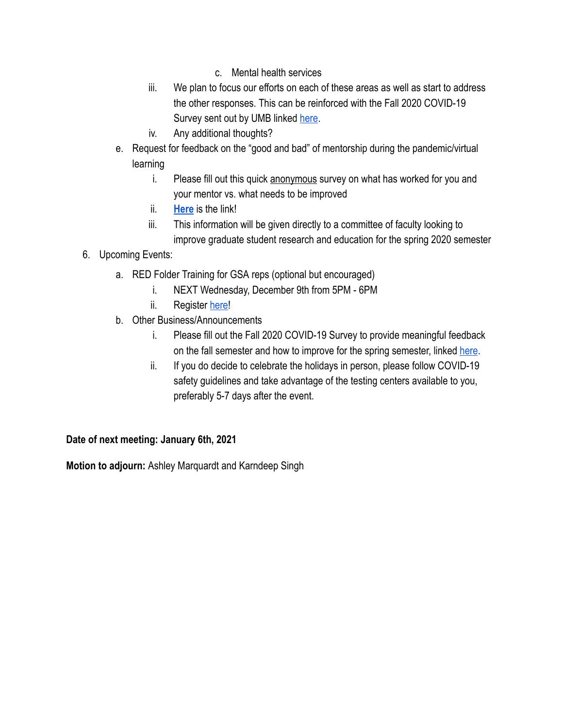c. Mental health services
        iii. We plan to focus our efforts on each of these areas as well as start to address the other responses. This can be reinforced with the Fall 2020 COVID-19 Survey sent out by UMB linked here.
        iv. Any additional thoughts?
    e. Request for feedback on the "good and bad" of mentorship during the pandemic/virtual learning
        i. Please fill out this quick anonymous survey on what has worked for you and your mentor vs. what needs to be improved
        ii. **Here** is the link!
        iii. This information will be given directly to a committee of faculty looking to improve graduate student research and education for the spring 2020 semester

6. Upcoming Events:
    a. RED Folder Training for GSA reps (optional but encouraged)
        i. NEXT Wednesday, December 9th from 5PM - 6PM
        ii. Register here!
    b. Other Business/Announcements
        i. Please fill out the Fall 2020 COVID-19 Survey to provide meaningful feedback on the fall semester and how to improve for the spring semester, linked here.
        ii. If you do decide to celebrate the holidays in person, please follow COVID-19 safety guidelines and take advantage of the testing centers available to you, preferably 5-7 days after the event.

**Date of next meeting: January 6th, 2021**

**Motion to adjourn:** Ashley Marquardt and Karndeep Singh